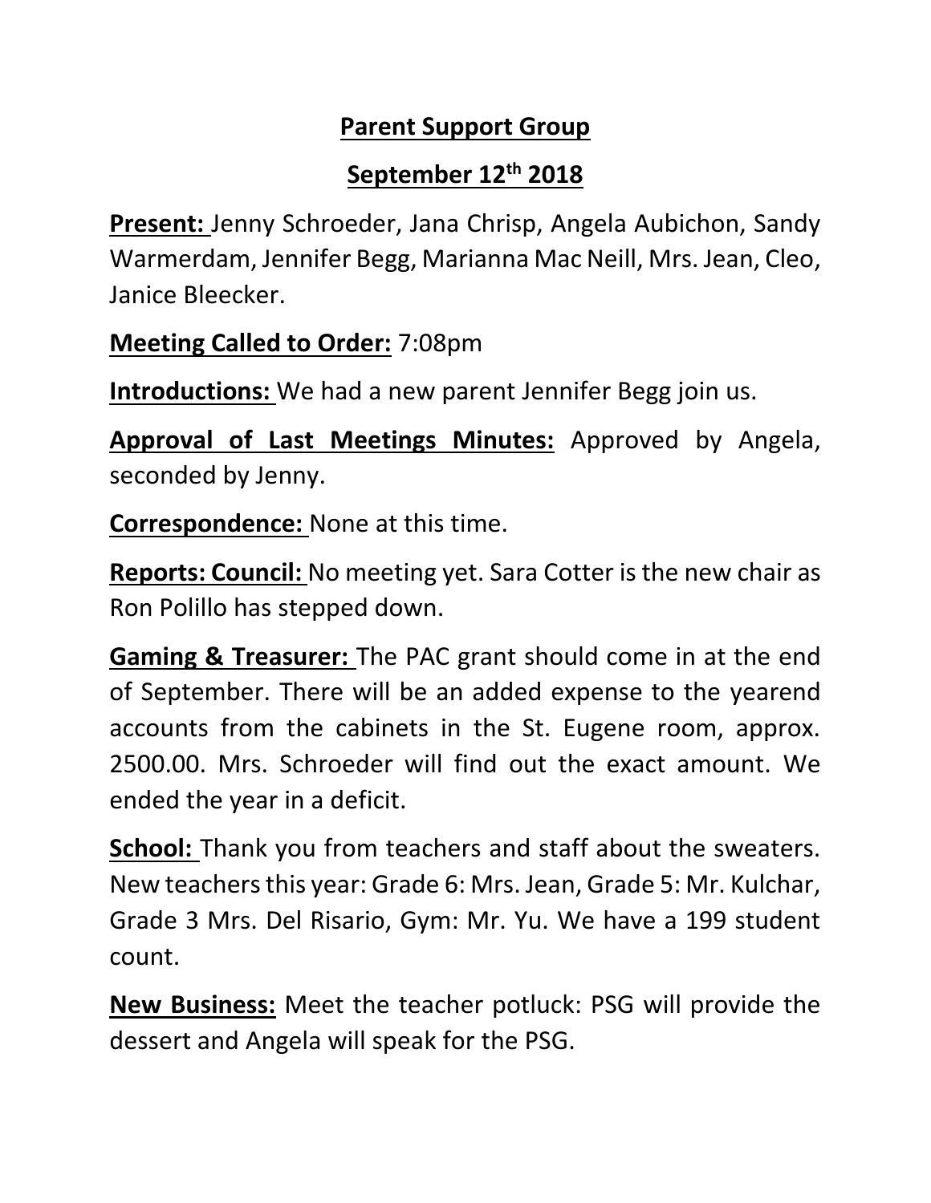# Parent Support Group

## September 12th 2018

**Present:** Jenny Schroeder, Jana Chrisp, Angela Aubichon, Sandy Warmerdam, Jennifer Begg, Marianna Mac Neill, Mrs. Jean, Cleo, Janice Bleecker.

**Meeting Called to Order:** 7:08pm

**Introductions:** We had a new parent Jennifer Begg join us.

**Approval of Last Meetings Minutes:** Approved by Angela, seconded by Jenny.

**Correspondence:** None at this time.

**Reports: Council:** No meeting yet. Sara Cotter is the new chair as Ron Polillo has stepped down.

**Gaming & Treasurer:** The PAC grant should come in at the end of September. There will be an added expense to the yearend accounts from the cabinets in the St. Eugene room, approx. 2500.00. Mrs. Schroeder will find out the exact amount. We ended the year in a deficit.

**School:** Thank you from teachers and staff about the sweaters. New teachers this year: Grade 6: Mrs. Jean, Grade 5: Mr. Kulchar, Grade 3 Mrs. Del Risario, Gym: Mr. Yu. We have a 199 student count.

**New Business:** Meet the teacher potluck: PSG will provide the dessert and Angela will speak for the PSG.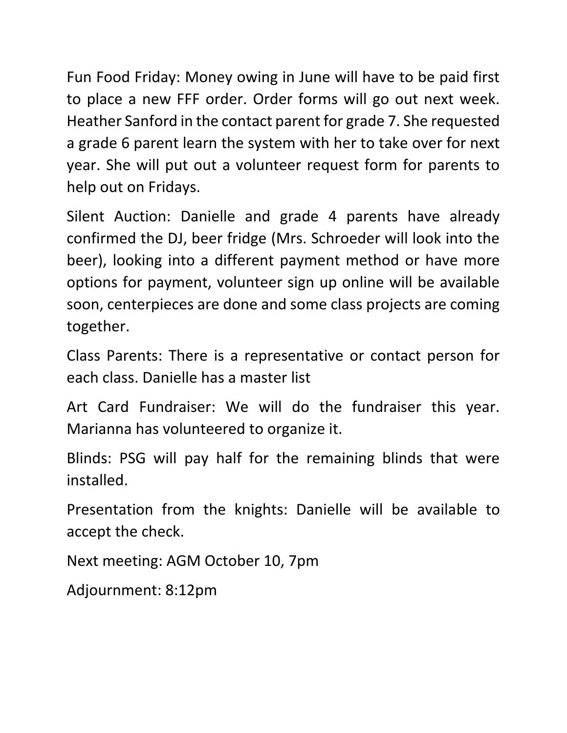Fun Food Friday: Money owing in June will have to be paid first to place a new FFF order. Order forms will go out next week. Heather Sanford in the contact parent for grade 7. She requested a grade 6 parent learn the system with her to take over for next year. She will put out a volunteer request form for parents to help out on Fridays.

Silent Auction: Danielle and grade 4 parents have already confirmed the DJ, beer fridge (Mrs. Schroeder will look into the beer), looking into a different payment method or have more options for payment, volunteer sign up online will be available soon, centerpieces are done and some class projects are coming together.

Class Parents: There is a representative or contact person for each class. Danielle has a master list

Art Card Fundraiser: We will do the fundraiser this year. Marianna has volunteered to organize it.

Blinds: PSG will pay half for the remaining blinds that were installed.

Presentation from the knights: Danielle will be available to accept the check.

Next meeting: AGM October 10, 7pm

Adjournment: 8:12pm